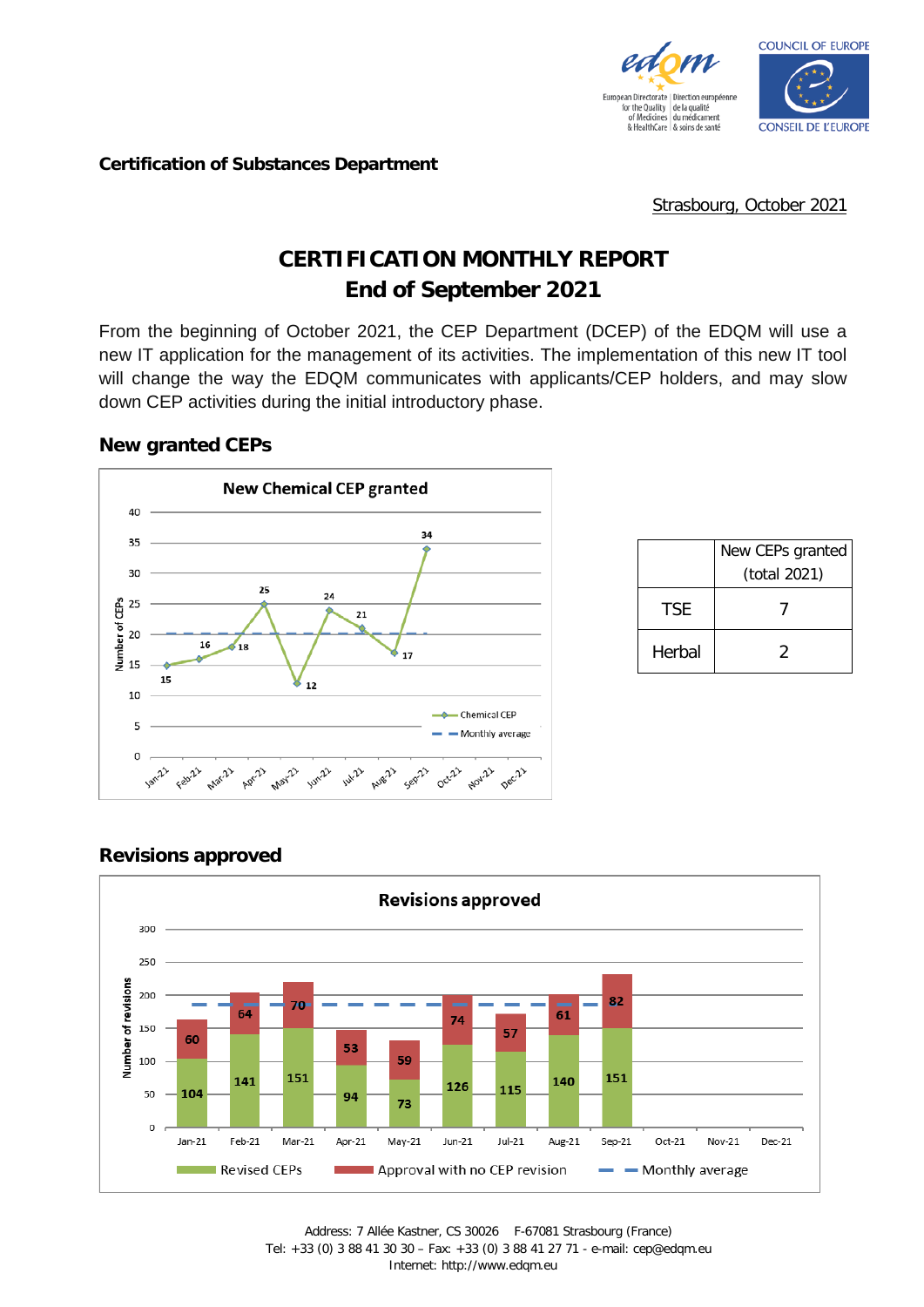**Certification of Substances Department**

Strasbourg, October 2021

# CERTIFICATION MONTHLY REPORT
# End of September 2021

From the beginning of October 2021, the CEP Department (DCEP) of the EDQM will use a new IT application for the management of its activities. The implementation of this new IT tool will change the way the EDQM communicates with applicants/CEP holders, and may slow down CEP activities during the initial introductory phase.

## New granted CEPs

**New Chemical CEP granted**

| Month | Chemical CEP |
|---|---|
| Jan-21 | 15 |
| Feb-21 | 16 |
| Mar-21 | 18 |
| Apr-21 | 25 |
| May-21 | 12 |
| Jun-21 | 24 |
| Jul-21 | 21 |
| Aug-21 | 17 |
| Sep-21 | 34 |
| Oct-21 | |
| Nov-21 | |
| Dec-21 | |

| | New CEPs granted (total 2021) |
|---|---|
| TSE | 7 |
| Herbal | 2 |

## Revisions approved

**Revisions approved**

| Month | Revised CEPs | Approval with no CEP revision |
|---|---|---|
| Jan-21 | 104 | 60 |
| Feb-21 | 141 | 64 |
| Mar-21 | 151 | 70 |
| Apr-21 | 94 | 53 |
| May-21 | 73 | 59 |
| Jun-21 | 126 | 74 |
| Jul-21 | 115 | 57 |
| Aug-21 | 140 | 61 |
| Sep-21 | 151 | 82 |
| Oct-21 | | |
| Nov-21 | | |
| Dec-21 | | |

Address: 7 Allée Kastner, CS 30026 F-67081 Strasbourg (France)
Tel: +33 (0) 3 88 41 30 30 – Fax: +33 (0) 3 88 41 27 71 - e-mail: cep@edqm.eu
Internet: http://www.edqm.eu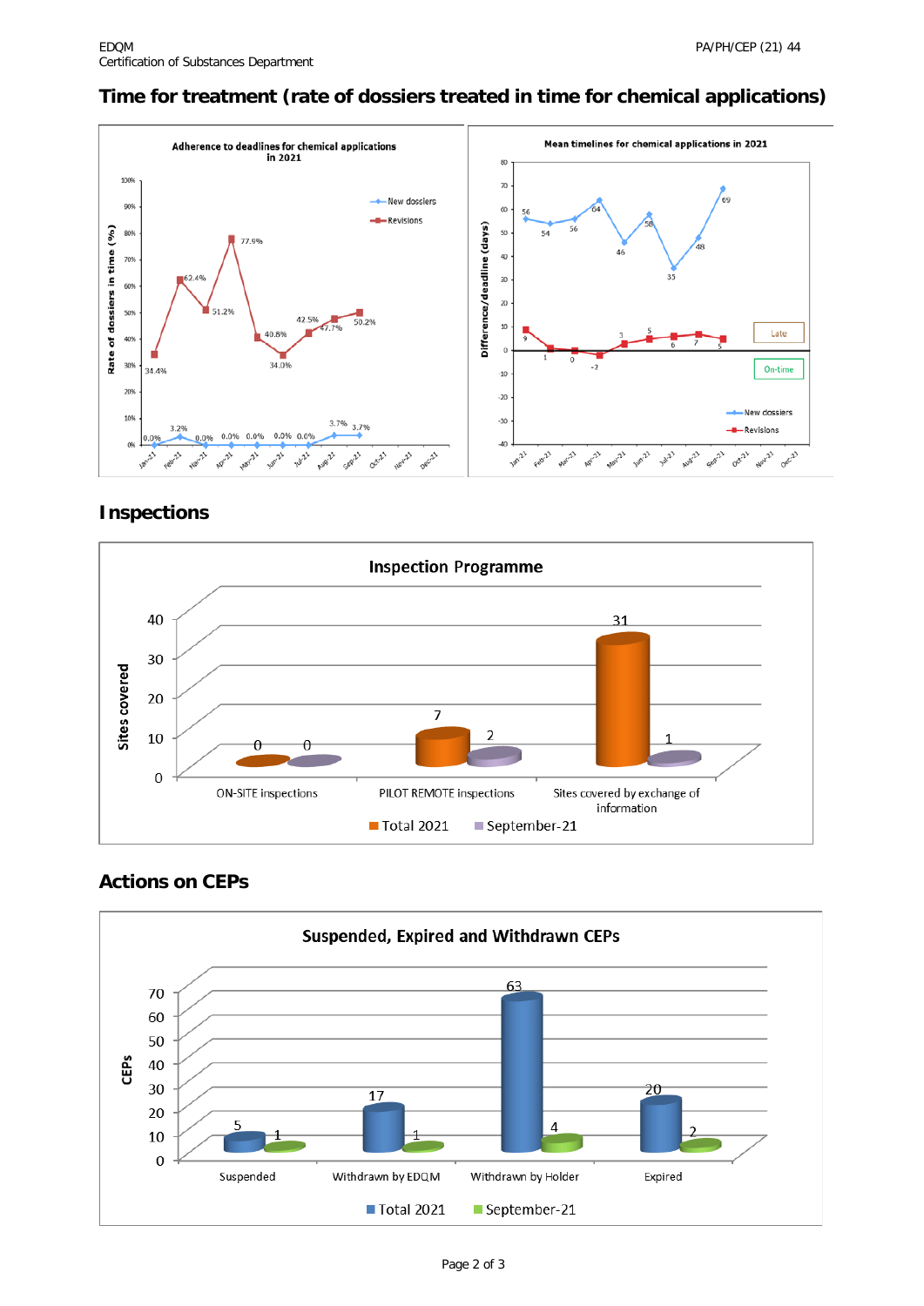## Time for treatment (rate of dossiers treated in time for chemical applications)

**Adherence to deadlines for chemical applications in 2021**

| Month | New dossiers | Revisions |
|---|---|---|
| Jan-21 | 0.0% | 34.4% |
| Feb-21 | 3.2% | 62.4% |
| Mar-21 | 0.0% | 51.2% |
| Apr-21 | 0.0% | 77.9% |
| May-21 | 0.0% | 40.8% |
| Jun-21 | 0.0% | 34.0% |
| Jul-21 | 0.0% | 42.5% |
| Aug-21 | 3.7% | 47.7% |
| Sep-21 | 3.7% | 50.2% |

**Mean timelines for chemical applications in 2021** (Difference/deadline (days))

| Month | New dossiers | Revisions |
|---|---|---|
| Jan-21 | 56 | 9 |
| Feb-21 | 54 | 1 |
| Mar-21 | 56 | 0 |
| Apr-21 | 64 | -2 |
| May-21 | 46 | 3 |
| Jun-21 | 58 | 5 |
| Jul-21 | 35 | 6 |
| Aug-21 | 48 | 7 |
| Sep-21 | 69 | 5 |

## Inspections

**Inspection Programme** (Sites covered)

| | Total 2021 | September-21 |
|---|---|---|
| ON-SITE inspections | 0 | 0 |
| PILOT REMOTE inspections | 7 | 2 |
| Sites covered by exchange of information | 31 | 1 |

## Actions on CEPs

**Suspended, Expired and Withdrawn CEPs** (CEPs)

| | Total 2021 | September-21 |
|---|---|---|
| Suspended | 5 | 1 |
| Withdrawn by EDQM | 17 | 1 |
| Withdrawn by Holder | 63 | 4 |
| Expired | 20 | 2 |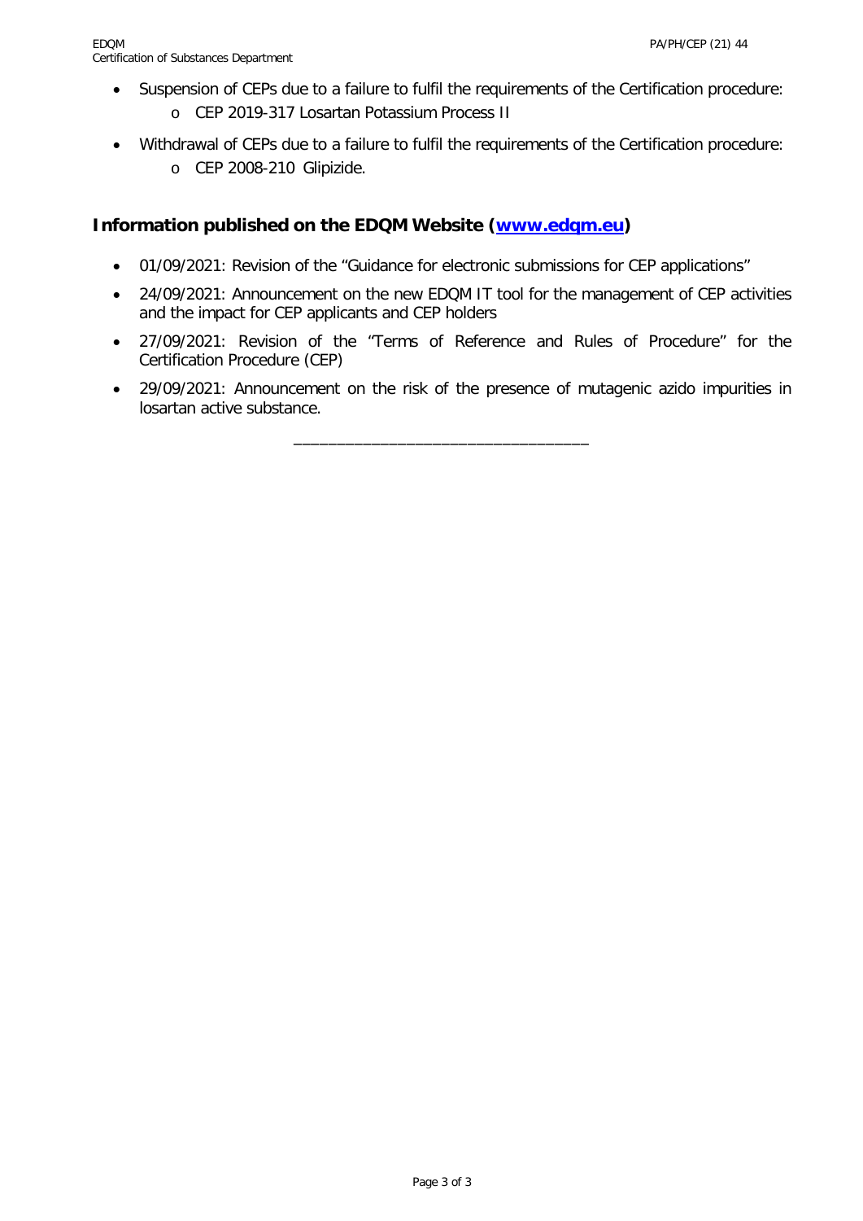- Suspension of CEPs due to a failure to fulfil the requirements of the Certification procedure:
    - CEP 2019-317 Losartan Potassium Process II
- Withdrawal of CEPs due to a failure to fulfil the requirements of the Certification procedure:
    - CEP 2008-210 Glipizide.

## Information published on the EDQM Website (www.edqm.eu)

- 01/09/2021: Revision of the "Guidance for electronic submissions for CEP applications"
- 24/09/2021: Announcement on the new EDQM IT tool for the management of CEP activities and the impact for CEP applicants and CEP holders
- 27/09/2021: Revision of the "Terms of Reference and Rules of Procedure" for the Certification Procedure (CEP)
- 29/09/2021: Announcement on the risk of the presence of mutagenic azido impurities in losartan active substance.

---